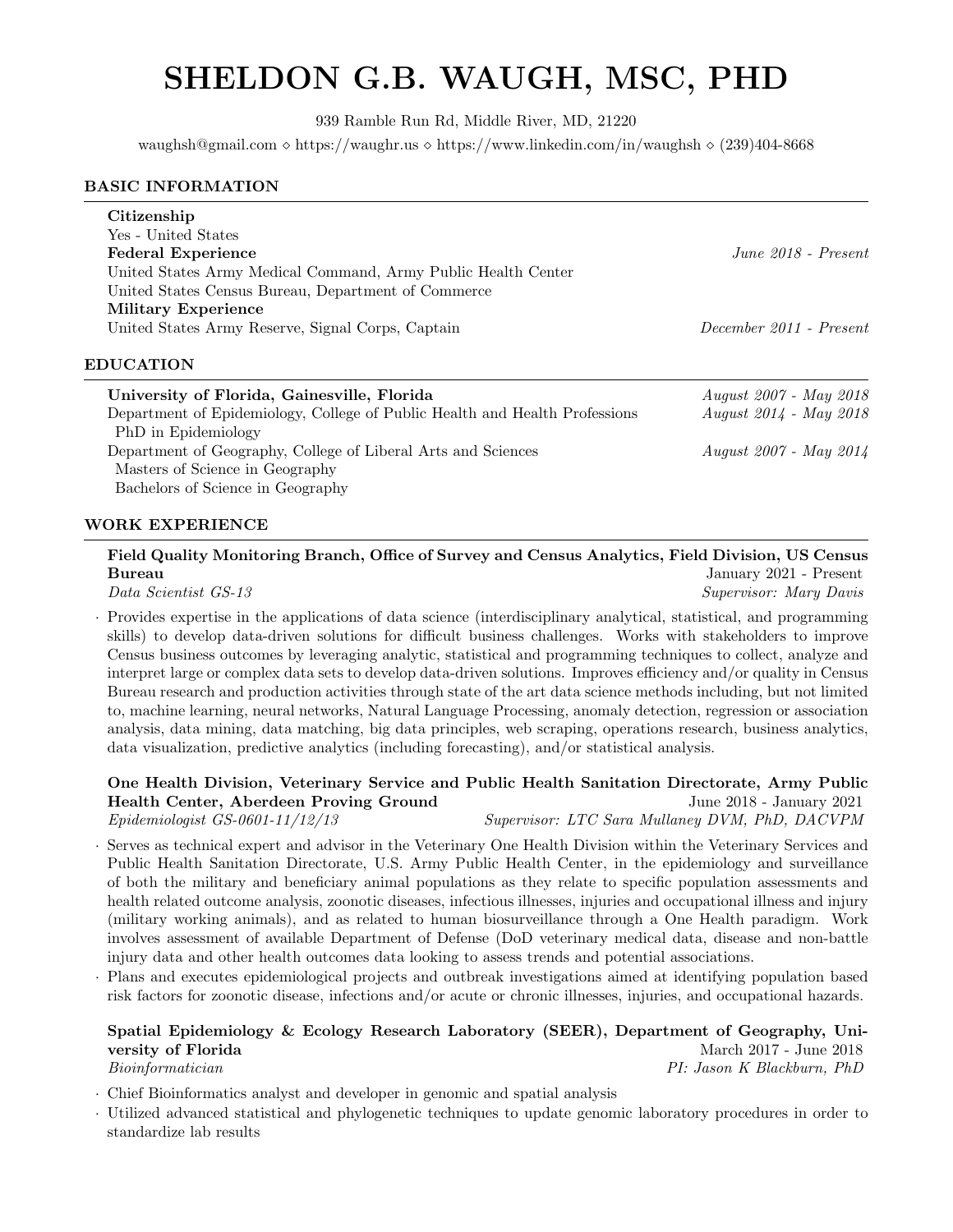# SHELDON G.B. WAUGH, MSC, PHD

939 Ramble Run Rd, Middle River, MD, 21220

waughsh@gmail.com ⋄ https://waughr.us ⋄ https://www.linkedin.com/in/waughsh ⋄ (239)404-8668

## BASIC INFORMATION

**Citizenship**
Yes - United States

**Federal Experience** — *June 2018 - Present*
United States Army Medical Command, Army Public Health Center
United States Census Bureau, Department of Commerce

**Military Experience**
United States Army Reserve, Signal Corps, Captain — *December 2011 - Present*

## EDUCATION

**University of Florida, Gainesville, Florida** — *August 2007 - May 2018*

Department of Epidemiology, College of Public Health and Health Professions — *August 2014 - May 2018*
PhD in Epidemiology

Department of Geography, College of Liberal Arts and Sciences — *August 2007 - May 2014*
Masters of Science in Geography
Bachelors of Science in Geography

## WORK EXPERIENCE

**Field Quality Monitoring Branch, Office of Survey and Census Analytics, Field Division, US Census Bureau** — January 2021 - Present
*Data Scientist GS-13* — *Supervisor: Mary Davis*

- Provides expertise in the applications of data science (interdisciplinary analytical, statistical, and programming skills) to develop data-driven solutions for difficult business challenges. Works with stakeholders to improve Census business outcomes by leveraging analytic, statistical and programming techniques to collect, analyze and interpret large or complex data sets to develop data-driven solutions. Improves efficiency and/or quality in Census Bureau research and production activities through state of the art data science methods including, but not limited to, machine learning, neural networks, Natural Language Processing, anomaly detection, regression or association analysis, data mining, data matching, big data principles, web scraping, operations research, business analytics, data visualization, predictive analytics (including forecasting), and/or statistical analysis.

**One Health Division, Veterinary Service and Public Health Sanitation Directorate, Army Public Health Center, Aberdeen Proving Ground** — June 2018 - January 2021
*Epidemiologist GS-0601-11/12/13* — *Supervisor: LTC Sara Mullaney DVM, PhD, DACVPM*

- Serves as technical expert and advisor in the Veterinary One Health Division within the Veterinary Services and Public Health Sanitation Directorate, U.S. Army Public Health Center, in the epidemiology and surveillance of both the military and beneficiary animal populations as they relate to specific population assessments and health related outcome analysis, zoonotic diseases, infectious illnesses, injuries and occupational illness and injury (military working animals), and as related to human biosurveillance through a One Health paradigm. Work involves assessment of available Department of Defense (DoD veterinary medical data, disease and non-battle injury data and other health outcomes data looking to assess trends and potential associations.
- Plans and executes epidemiological projects and outbreak investigations aimed at identifying population based risk factors for zoonotic disease, infections and/or acute or chronic illnesses, injuries, and occupational hazards.

**Spatial Epidemiology & Ecology Research Laboratory (SEER), Department of Geography, University of Florida** — March 2017 - June 2018
*Bioinformatician* — *PI: Jason K Blackburn, PhD*

- Chief Bioinformatics analyst and developer in genomic and spatial analysis
- Utilized advanced statistical and phylogenetic techniques to update genomic laboratory procedures in order to standardize lab results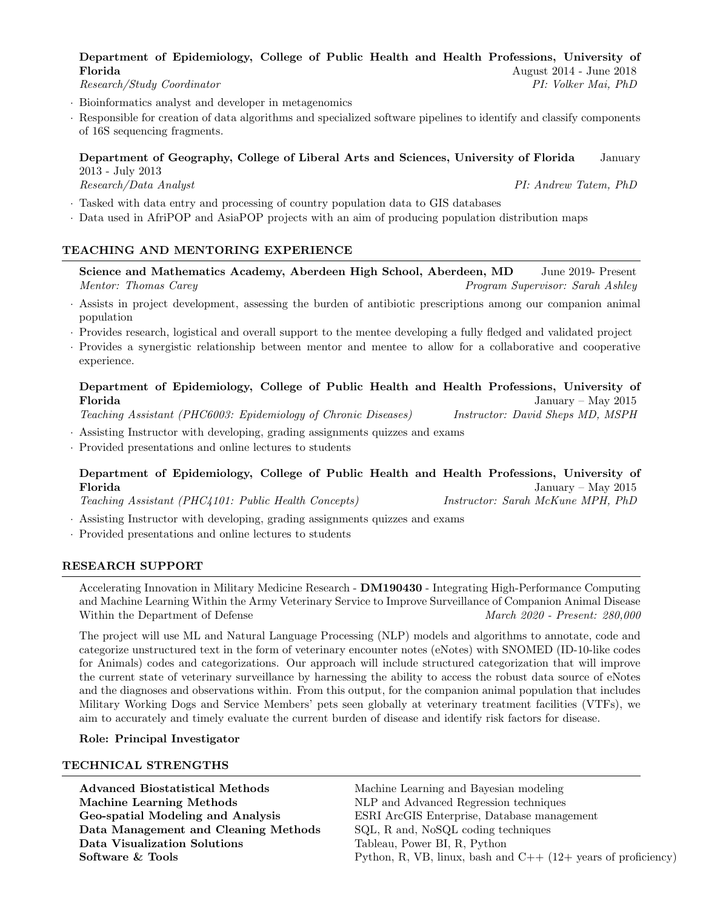**Department of Epidemiology, College of Public Health and Health Professions, University of Florida** August 2014 - June 2018
*Research/Study Coordinator* *PI: Volker Mai, PhD*

- Bioinformatics analyst and developer in metagenomics
- Responsible for creation of data algorithms and specialized software pipelines to identify and classify components of 16S sequencing fragments.

**Department of Geography, College of Liberal Arts and Sciences, University of Florida** January 2013 - July 2013
*Research/Data Analyst* *PI: Andrew Tatem, PhD*

- Tasked with data entry and processing of country population data to GIS databases
- Data used in AfriPOP and AsiaPOP projects with an aim of producing population distribution maps

## TEACHING AND MENTORING EXPERIENCE

**Science and Mathematics Academy, Aberdeen High School, Aberdeen, MD** June 2019- Present
*Mentor: Thomas Carey* *Program Supervisor: Sarah Ashley*

- Assists in project development, assessing the burden of antibiotic prescriptions among our companion animal population
- Provides research, logistical and overall support to the mentee developing a fully fledged and validated project
- Provides a synergistic relationship between mentor and mentee to allow for a collaborative and cooperative experience.

**Department of Epidemiology, College of Public Health and Health Professions, University of Florida** January – May 2015
*Teaching Assistant (PHC6003: Epidemiology of Chronic Diseases)* *Instructor: David Sheps MD, MSPH*

- Assisting Instructor with developing, grading assignments quizzes and exams
- Provided presentations and online lectures to students

**Department of Epidemiology, College of Public Health and Health Professions, University of Florida** January – May 2015
*Teaching Assistant (PHC4101: Public Health Concepts)* *Instructor: Sarah McKune MPH, PhD*

- Assisting Instructor with developing, grading assignments quizzes and exams
- Provided presentations and online lectures to students

## RESEARCH SUPPORT

Accelerating Innovation in Military Medicine Research - **DM190430** - Integrating High-Performance Computing and Machine Learning Within the Army Veterinary Service to Improve Surveillance of Companion Animal Disease Within the Department of Defense *March 2020 - Present: 280,000*

The project will use ML and Natural Language Processing (NLP) models and algorithms to annotate, code and categorize unstructured text in the form of veterinary encounter notes (eNotes) with SNOMED (ID-10-like codes for Animals) codes and categorizations. Our approach will include structured categorization that will improve the current state of veterinary surveillance by harnessing the ability to access the robust data source of eNotes and the diagnoses and observations within. From this output, for the companion animal population that includes Military Working Dogs and Service Members' pets seen globally at veterinary treatment facilities (VTFs), we aim to accurately and timely evaluate the current burden of disease and identify risk factors for disease.

**Role: Principal Investigator**

## TECHNICAL STRENGTHS

| | |
|---|---|
| **Advanced Biostatistical Methods** | Machine Learning and Bayesian modeling |
| **Machine Learning Methods** | NLP and Advanced Regression techniques |
| **Geo-spatial Modeling and Analysis** | ESRI ArcGIS Enterprise, Database management |
| **Data Management and Cleaning Methods** | SQL, R and, NoSQL coding techniques |
| **Data Visualization Solutions** | Tableau, Power BI, R, Python |
| **Software & Tools** | Python, R, VB, linux, bash and C++ (12+ years of proficiency) |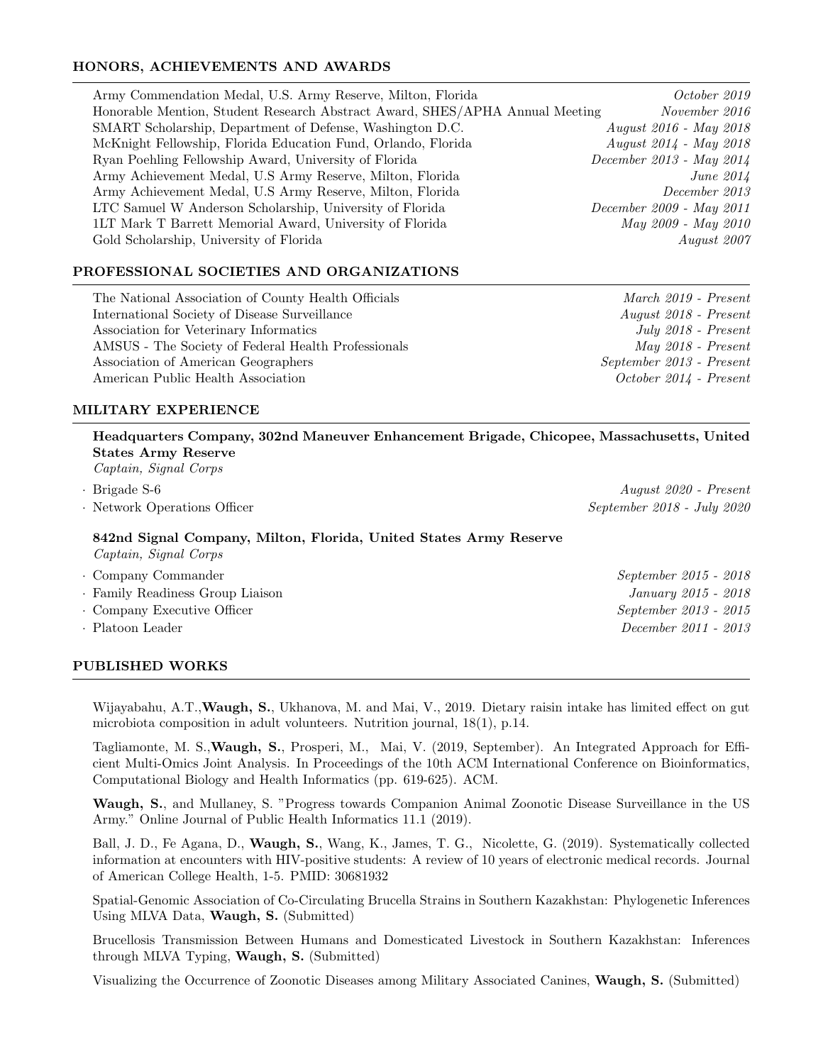## HONORS, ACHIEVEMENTS AND AWARDS

Army Commendation Medal, U.S. Army Reserve, Milton, Florida *October 2019*
Honorable Mention, Student Research Abstract Award, SHES/APHA Annual Meeting *November 2016*
SMART Scholarship, Department of Defense, Washington D.C. *August 2016 - May 2018*
McKnight Fellowship, Florida Education Fund, Orlando, Florida *August 2014 - May 2018*
Ryan Poehling Fellowship Award, University of Florida *December 2013 - May 2014*
Army Achievement Medal, U.S Army Reserve, Milton, Florida *June 2014*
Army Achievement Medal, U.S Army Reserve, Milton, Florida *December 2013*
LTC Samuel W Anderson Scholarship, University of Florida *December 2009 - May 2011*
1LT Mark T Barrett Memorial Award, University of Florida *May 2009 - May 2010*
Gold Scholarship, University of Florida *August 2007*

## PROFESSIONAL SOCIETIES AND ORGANIZATIONS

The National Association of County Health Officials *March 2019 - Present*
International Society of Disease Surveillance *August 2018 - Present*
Association for Veterinary Informatics *July 2018 - Present*
AMSUS - The Society of Federal Health Professionals *May 2018 - Present*
Association of American Geographers *September 2013 - Present*
American Public Health Association *October 2014 - Present*

## MILITARY EXPERIENCE

**Headquarters Company, 302nd Maneuver Enhancement Brigade, Chicopee, Massachusetts, United States Army Reserve**
*Captain, Signal Corps*

- Brigade S-6 *August 2020 - Present*
- Network Operations Officer *September 2018 - July 2020*

**842nd Signal Company, Milton, Florida, United States Army Reserve**
*Captain, Signal Corps*

- Company Commander *September 2015 - 2018*
- Family Readiness Group Liaison *January 2015 - 2018*
- Company Executive Officer *September 2013 - 2015*
- Platoon Leader *December 2011 - 2013*

## PUBLISHED WORKS

Wijayabahu, A.T.,**Waugh, S.**, Ukhanova, M. and Mai, V., 2019. Dietary raisin intake has limited effect on gut microbiota composition in adult volunteers. Nutrition journal, 18(1), p.14.

Tagliamonte, M. S.,**Waugh, S.**, Prosperi, M., Mai, V. (2019, September). An Integrated Approach for Efficient Multi-Omics Joint Analysis. In Proceedings of the 10th ACM International Conference on Bioinformatics, Computational Biology and Health Informatics (pp. 619-625). ACM.

**Waugh, S.**, and Mullaney, S. "Progress towards Companion Animal Zoonotic Disease Surveillance in the US Army." Online Journal of Public Health Informatics 11.1 (2019).

Ball, J. D., Fe Agana, D., **Waugh, S.**, Wang, K., James, T. G., Nicolette, G. (2019). Systematically collected information at encounters with HIV-positive students: A review of 10 years of electronic medical records. Journal of American College Health, 1-5. PMID: 30681932

Spatial-Genomic Association of Co-Circulating Brucella Strains in Southern Kazakhstan: Phylogenetic Inferences Using MLVA Data, **Waugh, S.** (Submitted)

Brucellosis Transmission Between Humans and Domesticated Livestock in Southern Kazakhstan: Inferences through MLVA Typing, **Waugh, S.** (Submitted)

Visualizing the Occurrence of Zoonotic Diseases among Military Associated Canines, **Waugh, S.** (Submitted)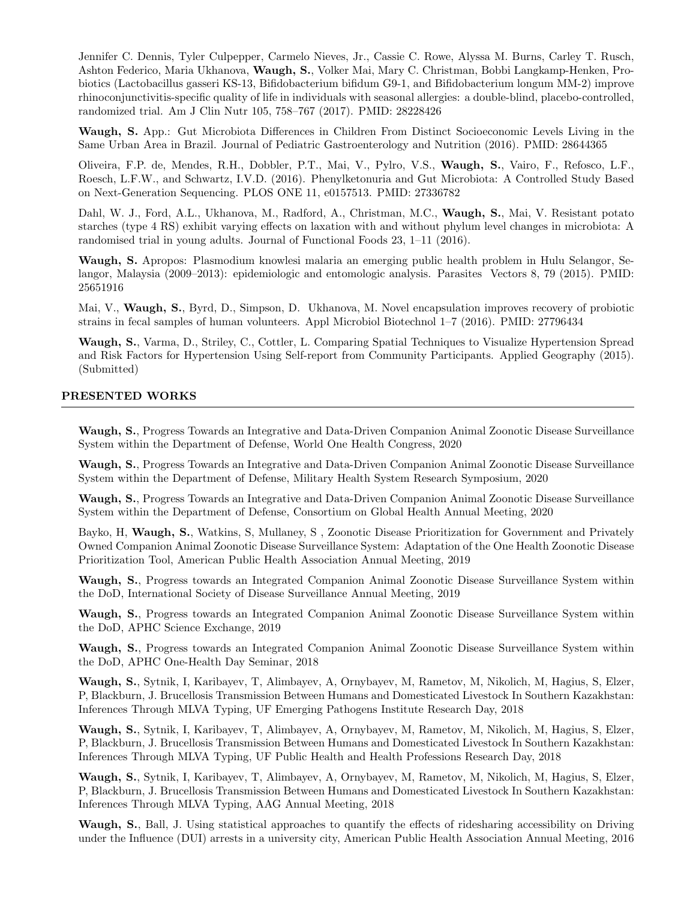Jennifer C. Dennis, Tyler Culpepper, Carmelo Nieves, Jr., Cassie C. Rowe, Alyssa M. Burns, Carley T. Rusch, Ashton Federico, Maria Ukhanova, **Waugh, S.**, Volker Mai, Mary C. Christman, Bobbi Langkamp-Henken, Probiotics (Lactobacillus gasseri KS-13, Bifidobacterium bifidum G9-1, and Bifidobacterium longum MM-2) improve rhinoconjunctivitis-specific quality of life in individuals with seasonal allergies: a double-blind, placebo-controlled, randomized trial. Am J Clin Nutr 105, 758–767 (2017). PMID: 28228426

**Waugh, S.** App.: Gut Microbiota Differences in Children From Distinct Socioeconomic Levels Living in the Same Urban Area in Brazil. Journal of Pediatric Gastroenterology and Nutrition (2016). PMID: 28644365

Oliveira, F.P. de, Mendes, R.H., Dobbler, P.T., Mai, V., Pylro, V.S., **Waugh, S.**, Vairo, F., Refosco, L.F., Roesch, L.F.W., and Schwartz, I.V.D. (2016). Phenylketonuria and Gut Microbiota: A Controlled Study Based on Next-Generation Sequencing. PLOS ONE 11, e0157513. PMID: 27336782

Dahl, W. J., Ford, A.L., Ukhanova, M., Radford, A., Christman, M.C., **Waugh, S.**, Mai, V. Resistant potato starches (type 4 RS) exhibit varying effects on laxation with and without phylum level changes in microbiota: A randomised trial in young adults. Journal of Functional Foods 23, 1–11 (2016).

**Waugh, S.** Apropos: Plasmodium knowlesi malaria an emerging public health problem in Hulu Selangor, Selangor, Malaysia (2009–2013): epidemiologic and entomologic analysis. Parasites Vectors 8, 79 (2015). PMID: 25651916

Mai, V., **Waugh, S.**, Byrd, D., Simpson, D. Ukhanova, M. Novel encapsulation improves recovery of probiotic strains in fecal samples of human volunteers. Appl Microbiol Biotechnol 1–7 (2016). PMID: 27796434

**Waugh, S.**, Varma, D., Striley, C., Cottler, L. Comparing Spatial Techniques to Visualize Hypertension Spread and Risk Factors for Hypertension Using Self-report from Community Participants. Applied Geography (2015). (Submitted)

## PRESENTED WORKS

**Waugh, S.**, Progress Towards an Integrative and Data-Driven Companion Animal Zoonotic Disease Surveillance System within the Department of Defense, World One Health Congress, 2020

**Waugh, S.**, Progress Towards an Integrative and Data-Driven Companion Animal Zoonotic Disease Surveillance System within the Department of Defense, Military Health System Research Symposium, 2020

**Waugh, S.**, Progress Towards an Integrative and Data-Driven Companion Animal Zoonotic Disease Surveillance System within the Department of Defense, Consortium on Global Health Annual Meeting, 2020

Bayko, H, **Waugh, S.**, Watkins, S, Mullaney, S , Zoonotic Disease Prioritization for Government and Privately Owned Companion Animal Zoonotic Disease Surveillance System: Adaptation of the One Health Zoonotic Disease Prioritization Tool, American Public Health Association Annual Meeting, 2019

**Waugh, S.**, Progress towards an Integrated Companion Animal Zoonotic Disease Surveillance System within the DoD, International Society of Disease Surveillance Annual Meeting, 2019

**Waugh, S.**, Progress towards an Integrated Companion Animal Zoonotic Disease Surveillance System within the DoD, APHC Science Exchange, 2019

**Waugh, S.**, Progress towards an Integrated Companion Animal Zoonotic Disease Surveillance System within the DoD, APHC One-Health Day Seminar, 2018

**Waugh, S.**, Sytnik, I, Karibayev, T, Alimbayev, A, Ornybayev, M, Rametov, M, Nikolich, M, Hagius, S, Elzer, P, Blackburn, J. Brucellosis Transmission Between Humans and Domesticated Livestock In Southern Kazakhstan: Inferences Through MLVA Typing, UF Emerging Pathogens Institute Research Day, 2018

**Waugh, S.**, Sytnik, I, Karibayev, T, Alimbayev, A, Ornybayev, M, Rametov, M, Nikolich, M, Hagius, S, Elzer, P, Blackburn, J. Brucellosis Transmission Between Humans and Domesticated Livestock In Southern Kazakhstan: Inferences Through MLVA Typing, UF Public Health and Health Professions Research Day, 2018

**Waugh, S.**, Sytnik, I, Karibayev, T, Alimbayev, A, Ornybayev, M, Rametov, M, Nikolich, M, Hagius, S, Elzer, P, Blackburn, J. Brucellosis Transmission Between Humans and Domesticated Livestock In Southern Kazakhstan: Inferences Through MLVA Typing, AAG Annual Meeting, 2018

**Waugh, S.**, Ball, J. Using statistical approaches to quantify the effects of ridesharing accessibility on Driving under the Influence (DUI) arrests in a university city, American Public Health Association Annual Meeting, 2016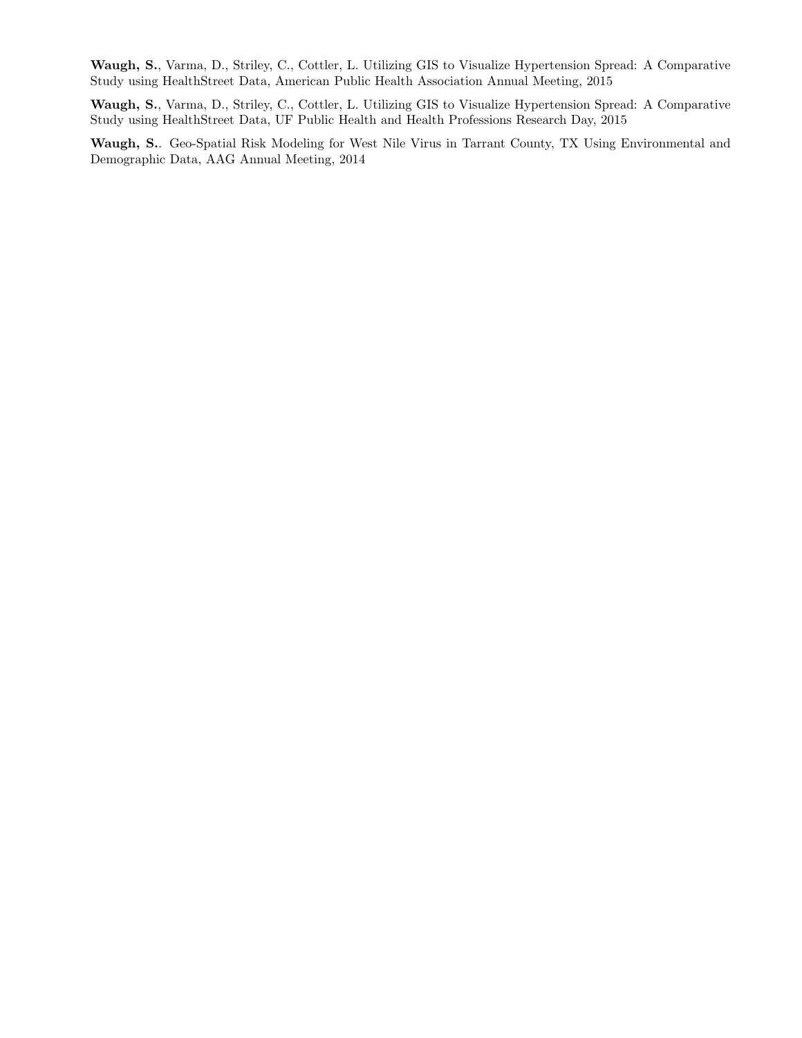**Waugh, S.**, Varma, D., Striley, C., Cottler, L. Utilizing GIS to Visualize Hypertension Spread: A Comparative Study using HealthStreet Data, American Public Health Association Annual Meeting, 2015

**Waugh, S.**, Varma, D., Striley, C., Cottler, L. Utilizing GIS to Visualize Hypertension Spread: A Comparative Study using HealthStreet Data, UF Public Health and Health Professions Research Day, 2015

**Waugh, S.**. Geo-Spatial Risk Modeling for West Nile Virus in Tarrant County, TX Using Environmental and Demographic Data, AAG Annual Meeting, 2014